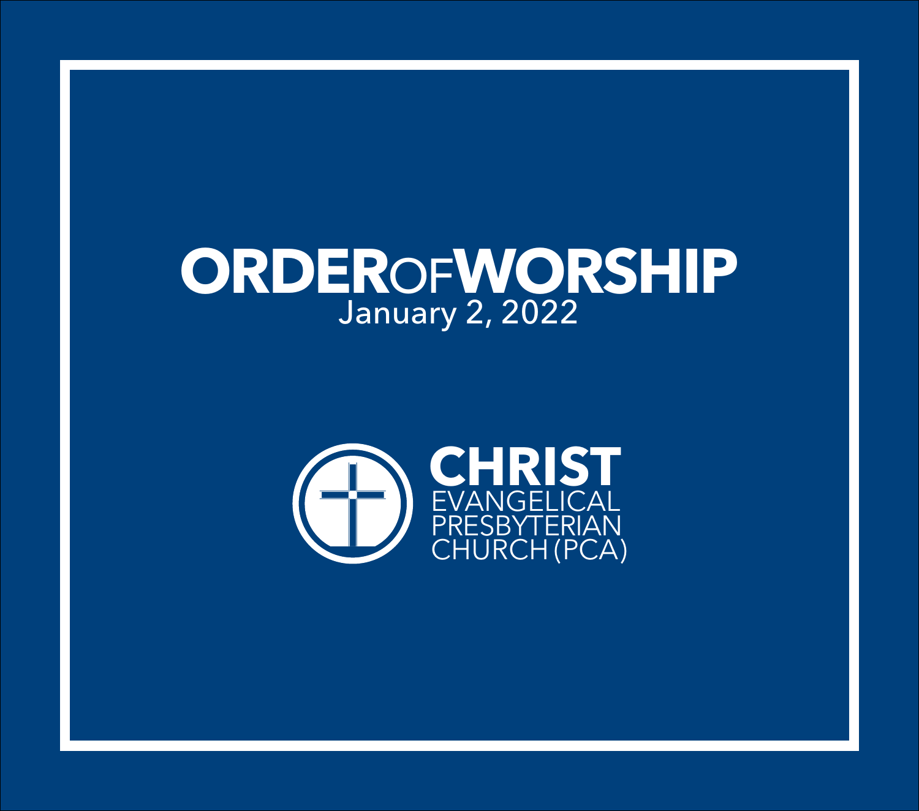# ORDER OF WORSHIP

January 2, 2022

**CHRIST**
EVANGELICAL
PRESBYTERIAN
CHURCH (PCA)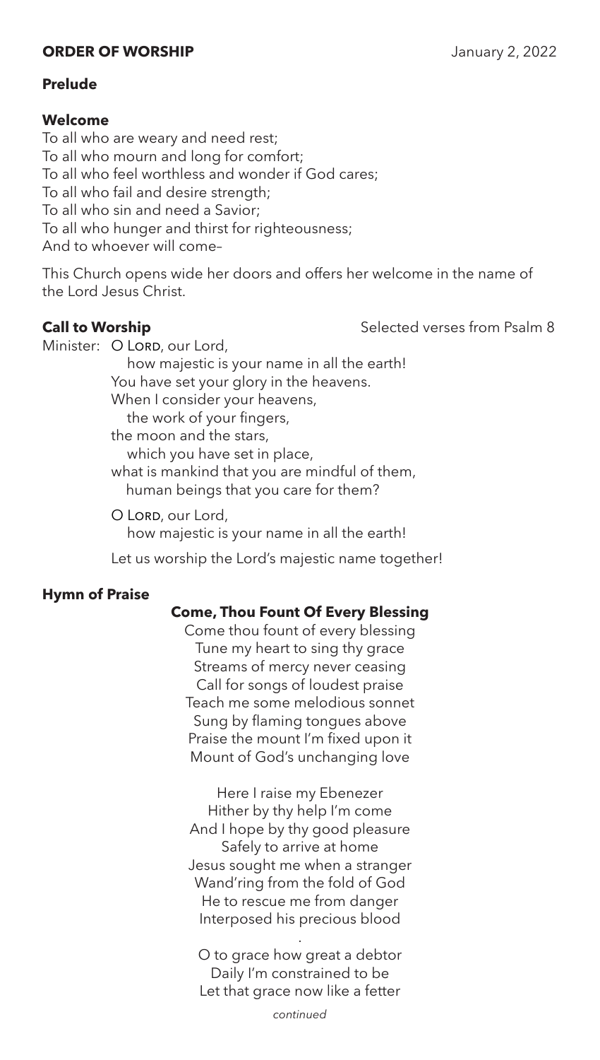## ORDER OF WORSHIP

January 2, 2022

**Prelude**

**Welcome**

To all who are weary and need rest;
To all who mourn and long for comfort;
To all who feel worthless and wonder if God cares;
To all who fail and desire strength;
To all who sin and need a Savior;
To all who hunger and thirst for righteousness;
And to whoever will come–

This Church opens wide her doors and offers her welcome in the name of the Lord Jesus Christ.

**Call to Worship** Selected verses from Psalm 8

Minister: O LORD, our Lord,
how majestic is your name in all the earth!
You have set your glory in the heavens.
When I consider your heavens,
the work of your fingers,
the moon and the stars,
which you have set in place,
what is mankind that you are mindful of them,
human beings that you care for them?

O LORD, our Lord,
how majestic is your name in all the earth!

Let us worship the Lord's majestic name together!

**Hymn of Praise**

**Come, Thou Fount Of Every Blessing**

Come thou fount of every blessing
Tune my heart to sing thy grace
Streams of mercy never ceasing
Call for songs of loudest praise
Teach me some melodious sonnet
Sung by flaming tongues above
Praise the mount I'm fixed upon it
Mount of God's unchanging love

Here I raise my Ebenezer
Hither by thy help I'm come
And I hope by thy good pleasure
Safely to arrive at home
Jesus sought me when a stranger
Wand'ring from the fold of God
He to rescue me from danger
Interposed his precious blood

O to grace how great a debtor
Daily I'm constrained to be
Let that grace now like a fetter

*continued*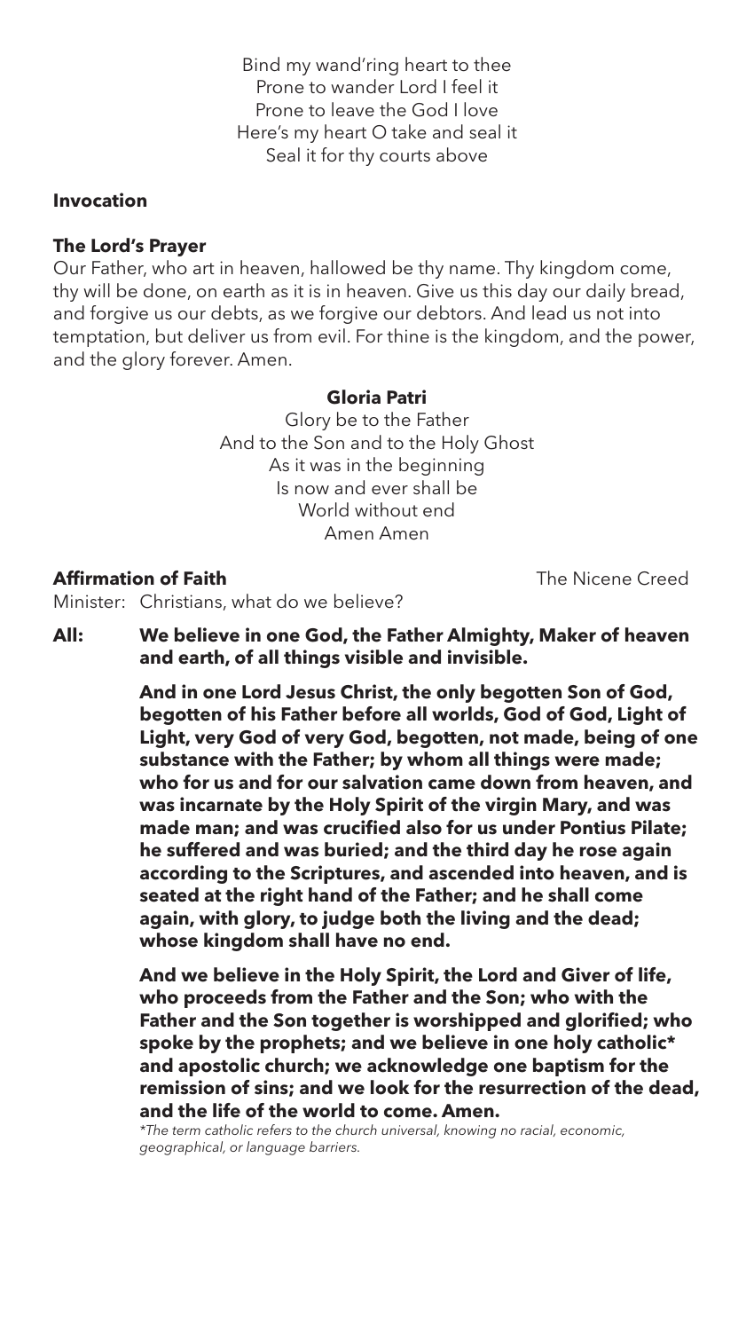Bind my wand'ring heart to thee
Prone to wander Lord I feel it
Prone to leave the God I love
Here's my heart O take and seal it
Seal it for thy courts above

**Invocation**

**The Lord's Prayer**

Our Father, who art in heaven, hallowed be thy name. Thy kingdom come, thy will be done, on earth as it is in heaven. Give us this day our daily bread, and forgive us our debts, as we forgive our debtors. And lead us not into temptation, but deliver us from evil. For thine is the kingdom, and the power, and the glory forever. Amen.

**Gloria Patri**

Glory be to the Father
And to the Son and to the Holy Ghost
As it was in the beginning
Is now and ever shall be
World without end
Amen Amen

**Affirmation of Faith** The Nicene Creed

Minister: Christians, what do we believe?

**All: We believe in one God, the Father Almighty, Maker of heaven and earth, of all things visible and invisible.**

**And in one Lord Jesus Christ, the only begotten Son of God, begotten of his Father before all worlds, God of God, Light of Light, very God of very God, begotten, not made, being of one substance with the Father; by whom all things were made; who for us and for our salvation came down from heaven, and was incarnate by the Holy Spirit of the virgin Mary, and was made man; and was crucified also for us under Pontius Pilate; he suffered and was buried; and the third day he rose again according to the Scriptures, and ascended into heaven, and is seated at the right hand of the Father; and he shall come again, with glory, to judge both the living and the dead; whose kingdom shall have no end.**

**And we believe in the Holy Spirit, the Lord and Giver of life, who proceeds from the Father and the Son; who with the Father and the Son together is worshipped and glorified; who spoke by the prophets; and we believe in one holy catholic* and apostolic church; we acknowledge one baptism for the remission of sins; and we look for the resurrection of the dead, and the life of the world to come. Amen.**

*\*The term catholic refers to the church universal, knowing no racial, economic, geographical, or language barriers.*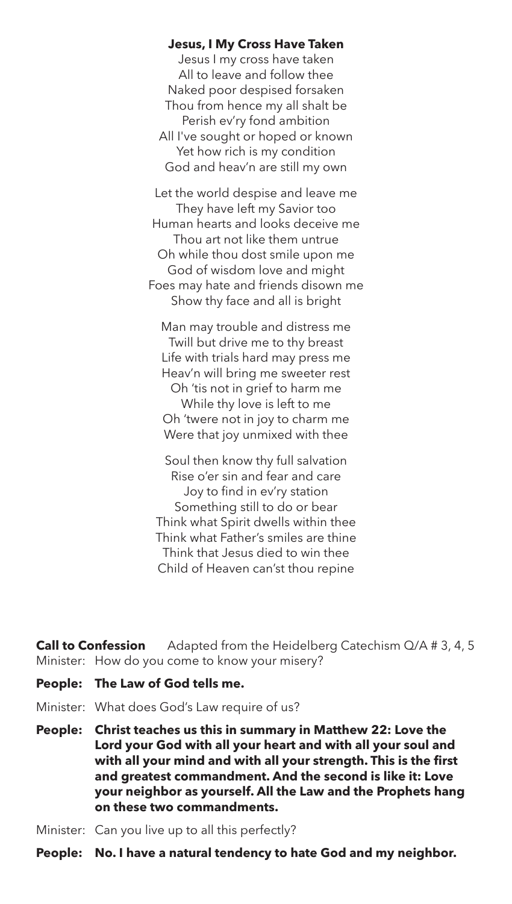**Jesus, I My Cross Have Taken**

Jesus I my cross have taken
All to leave and follow thee
Naked poor despised forsaken
Thou from hence my all shalt be
Perish ev'ry fond ambition
All I've sought or hoped or known
Yet how rich is my condition
God and heav'n are still my own

Let the world despise and leave me
They have left my Savior too
Human hearts and looks deceive me
Thou art not like them untrue
Oh while thou dost smile upon me
God of wisdom love and might
Foes may hate and friends disown me
Show thy face and all is bright

Man may trouble and distress me
Twill but drive me to thy breast
Life with trials hard may press me
Heav'n will bring me sweeter rest
Oh 'tis not in grief to harm me
While thy love is left to me
Oh 'twere not in joy to charm me
Were that joy unmixed with thee

Soul then know thy full salvation
Rise o'er sin and fear and care
Joy to find in ev'ry station
Something still to do or bear
Think what Spirit dwells within thee
Think what Father's smiles are thine
Think that Jesus died to win thee
Child of Heaven can'st thou repine

**Call to Confession** Adapted from the Heidelberg Catechism Q/A # 3, 4, 5

Minister: How do you come to know your misery?

**People: The Law of God tells me.**

Minister: What does God's Law require of us?

**People: Christ teaches us this in summary in Matthew 22: Love the Lord your God with all your heart and with all your soul and with all your mind and with all your strength. This is the first and greatest commandment. And the second is like it: Love your neighbor as yourself. All the Law and the Prophets hang on these two commandments.**

Minister: Can you live up to all this perfectly?

**People: No. I have a natural tendency to hate God and my neighbor.**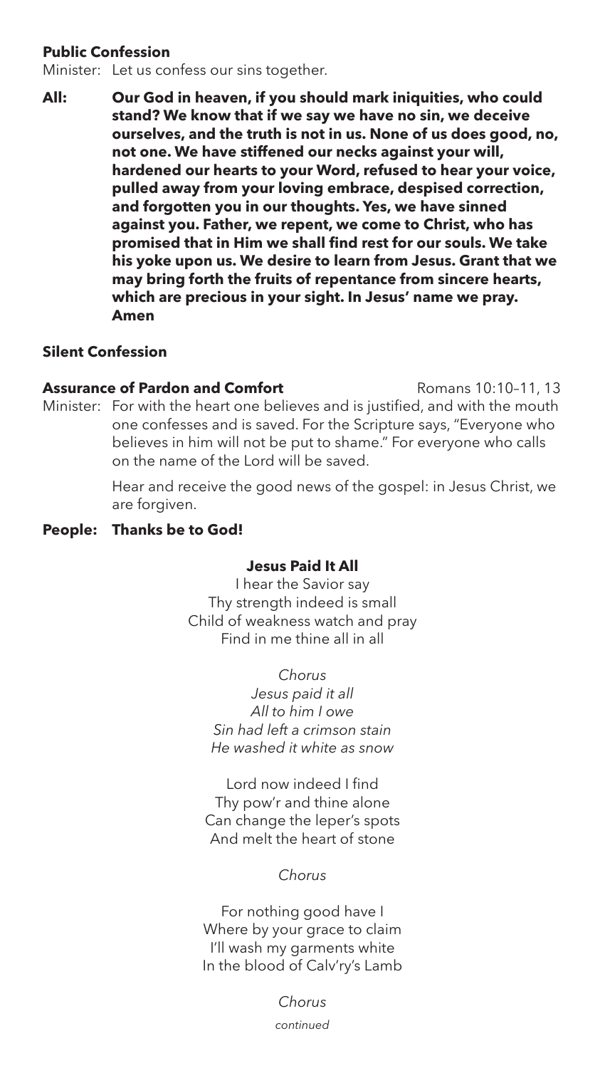**Public Confession**

Minister: Let us confess our sins together.

**All: Our God in heaven, if you should mark iniquities, who could stand? We know that if we say we have no sin, we deceive ourselves, and the truth is not in us. None of us does good, no, not one. We have stiffened our necks against your will, hardened our hearts to your Word, refused to hear your voice, pulled away from your loving embrace, despised correction, and forgotten you in our thoughts. Yes, we have sinned against you. Father, we repent, we come to Christ, who has promised that in Him we shall find rest for our souls. We take his yoke upon us. We desire to learn from Jesus. Grant that we may bring forth the fruits of repentance from sincere hearts, which are precious in your sight. In Jesus' name we pray. Amen**

**Silent Confession**

**Assurance of Pardon and Comfort** Romans 10:10–11, 13

Minister: For with the heart one believes and is justified, and with the mouth one confesses and is saved. For the Scripture says, "Everyone who believes in him will not be put to shame." For everyone who calls on the name of the Lord will be saved.

Hear and receive the good news of the gospel: in Jesus Christ, we are forgiven.

**People: Thanks be to God!**

**Jesus Paid It All**

I hear the Savior say
Thy strength indeed is small
Child of weakness watch and pray
Find in me thine all in all

*Chorus*
*Jesus paid it all*
*All to him I owe*
*Sin had left a crimson stain*
*He washed it white as snow*

Lord now indeed I find
Thy pow'r and thine alone
Can change the leper's spots
And melt the heart of stone

*Chorus*

For nothing good have I
Where by your grace to claim
I'll wash my garments white
In the blood of Calv'ry's Lamb

*Chorus*

*continued*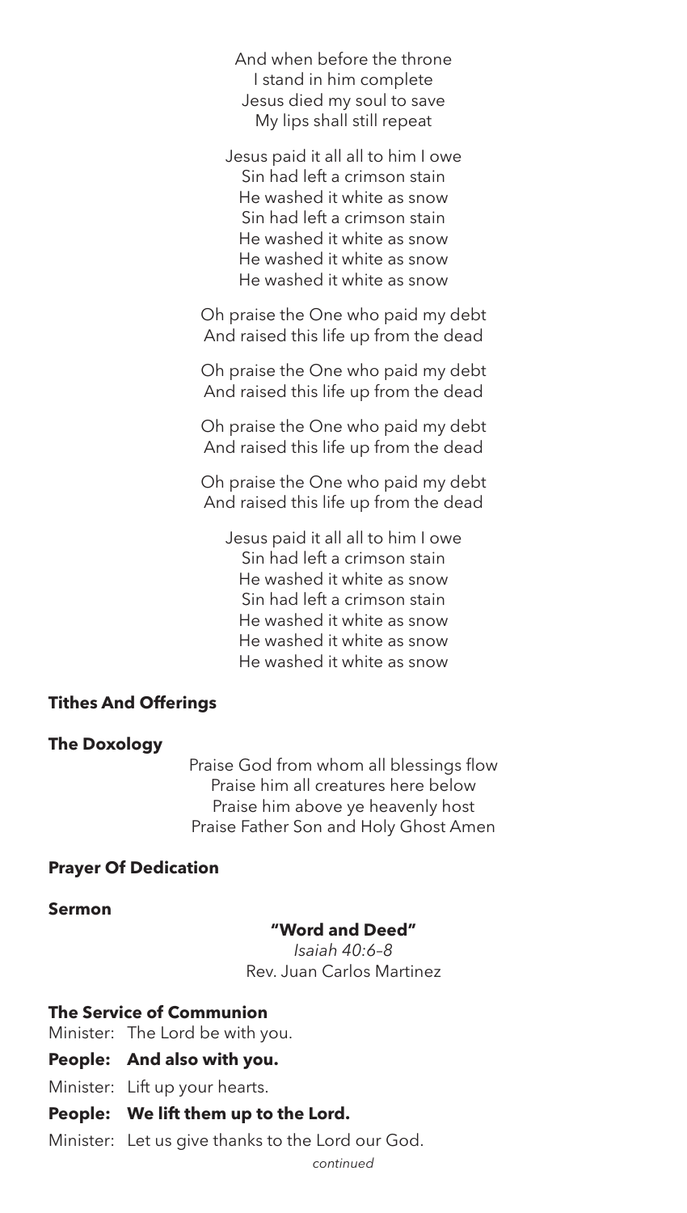And when before the throne
I stand in him complete
Jesus died my soul to save
My lips shall still repeat

Jesus paid it all all to him I owe
Sin had left a crimson stain
He washed it white as snow
Sin had left a crimson stain
He washed it white as snow
He washed it white as snow
He washed it white as snow

Oh praise the One who paid my debt
And raised this life up from the dead

Oh praise the One who paid my debt
And raised this life up from the dead

Oh praise the One who paid my debt
And raised this life up from the dead

Oh praise the One who paid my debt
And raised this life up from the dead

Jesus paid it all all to him I owe
Sin had left a crimson stain
He washed it white as snow
Sin had left a crimson stain
He washed it white as snow
He washed it white as snow
He washed it white as snow

**Tithes And Offerings**

**The Doxology**

Praise God from whom all blessings flow
Praise him all creatures here below
Praise him above ye heavenly host
Praise Father Son and Holy Ghost Amen

**Prayer Of Dedication**

**Sermon**

**"Word and Deed"**
*Isaiah 40:6–8*
Rev. Juan Carlos Martinez

**The Service of Communion**

Minister: The Lord be with you.

**People: And also with you.**

Minister: Lift up your hearts.

**People: We lift them up to the Lord.**

Minister: Let us give thanks to the Lord our God.

*continued*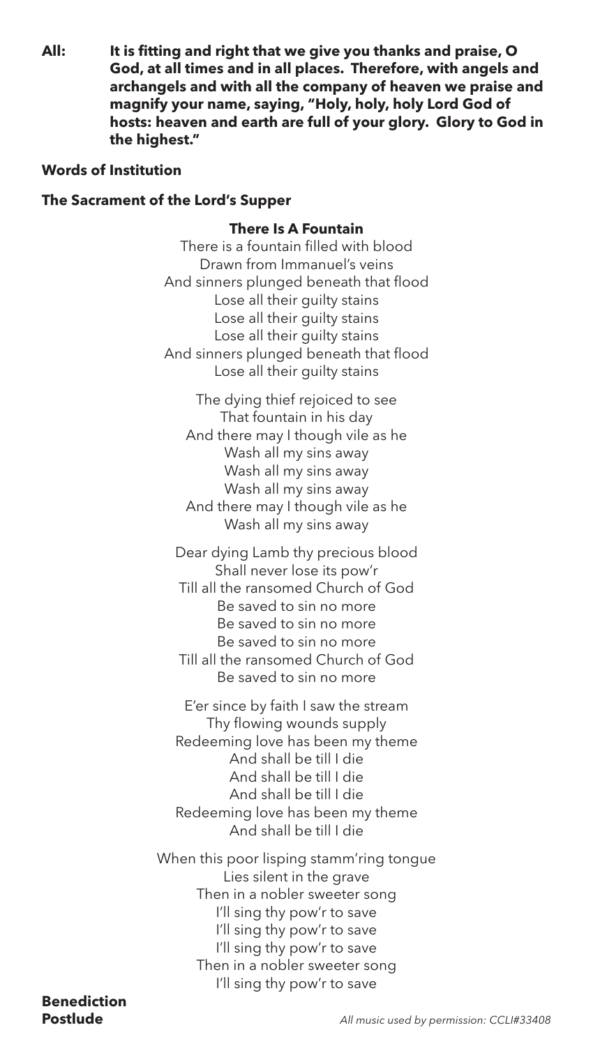**All:** **It is fitting and right that we give you thanks and praise, O God, at all times and in all places. Therefore, with angels and archangels and with all the company of heaven we praise and magnify your name, saying, "Holy, holy, holy Lord God of hosts: heaven and earth are full of your glory. Glory to God in the highest."**

**Words of Institution**

**The Sacrament of the Lord's Supper**

**There Is A Fountain**

There is a fountain filled with blood
Drawn from Immanuel's veins
And sinners plunged beneath that flood
Lose all their guilty stains
Lose all their guilty stains
Lose all their guilty stains
And sinners plunged beneath that flood
Lose all their guilty stains

The dying thief rejoiced to see
That fountain in his day
And there may I though vile as he
Wash all my sins away
Wash all my sins away
Wash all my sins away
And there may I though vile as he
Wash all my sins away

Dear dying Lamb thy precious blood
Shall never lose its pow'r
Till all the ransomed Church of God
Be saved to sin no more
Be saved to sin no more
Be saved to sin no more
Till all the ransomed Church of God
Be saved to sin no more

E'er since by faith I saw the stream
Thy flowing wounds supply
Redeeming love has been my theme
And shall be till I die
And shall be till I die
And shall be till I die
Redeeming love has been my theme
And shall be till I die

When this poor lisping stamm'ring tongue
Lies silent in the grave
Then in a nobler sweeter song
I'll sing thy pow'r to save
I'll sing thy pow'r to save
I'll sing thy pow'r to save
Then in a nobler sweeter song
I'll sing thy pow'r to save

**Benediction**

**Postlude**

*All music used by permission: CCLI#33408*